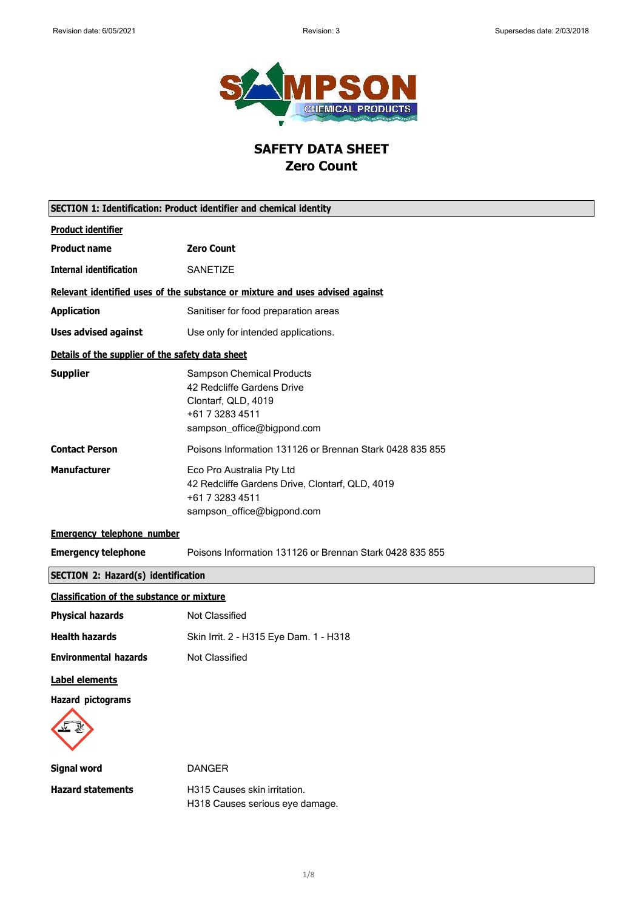# SAFETY DATA SHEET
# Zero Count

## SECTION 1: Identification: Product identifier and chemical identity

**Product identifier**

| | |
|---|---|
| **Product name** | **Zero Count** |
| **Internal identification** | SANETIZE |

**Relevant identified uses of the substance or mixture and uses advised against**

| | |
|---|---|
| **Application** | Sanitiser for food preparation areas |
| **Uses advised against** | Use only for intended applications. |

**Details of the supplier of the safety data sheet**

| | |
|---|---|
| **Supplier** | Sampson Chemical Products<br>42 Redcliffe Gardens Drive<br>Clontarf, QLD, 4019<br>+61 7 3283 4511<br>sampson_office@bigpond.com |
| **Contact Person** | Poisons Information 131126 or Brennan Stark 0428 835 855 |
| **Manufacturer** | Eco Pro Australia Pty Ltd<br>42 Redcliffe Gardens Drive, Clontarf, QLD, 4019<br>+61 7 3283 4511<br>sampson_office@bigpond.com |

**Emergency telephone number**

| | |
|---|---|
| **Emergency telephone** | Poisons Information 131126 or Brennan Stark 0428 835 855 |

## SECTION 2: Hazard(s) identification

**Classification of the substance or mixture**

| | |
|---|---|
| **Physical hazards** | Not Classified |
| **Health hazards** | Skin Irrit. 2 - H315 Eye Dam. 1 - H318 |
| **Environmental hazards** | Not Classified |

**Label elements**

**Hazard pictograms**

| | |
|---|---|
| **Signal word** | DANGER |
| **Hazard statements** | H315 Causes skin irritation.<br>H318 Causes serious eye damage. |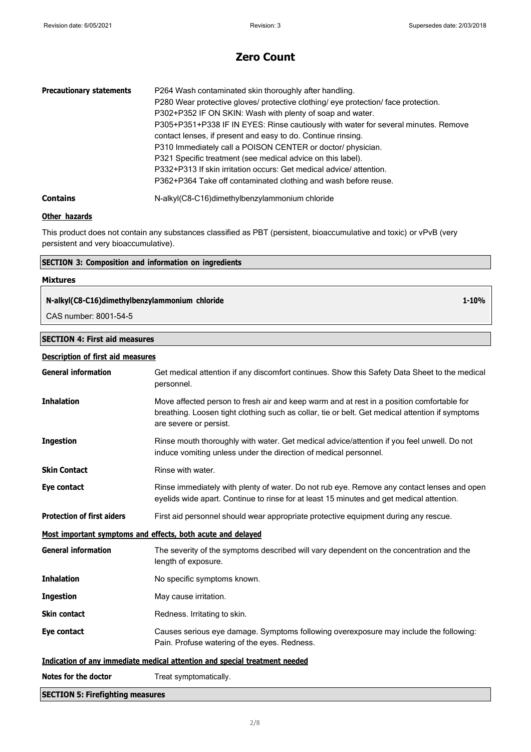**Precautionary statements**

P264 Wash contaminated skin thoroughly after handling.
P280 Wear protective gloves/ protective clothing/ eye protection/ face protection.
P302+P352 IF ON SKIN: Wash with plenty of soap and water.
P305+P351+P338 IF IN EYES: Rinse cautiously with water for several minutes. Remove contact lenses, if present and easy to do. Continue rinsing.
P310 Immediately call a POISON CENTER or doctor/ physician.
P321 Specific treatment (see medical advice on this label).
P332+P313 If skin irritation occurs: Get medical advice/ attention.
P362+P364 Take off contaminated clothing and wash before reuse.

**Contains** N-alkyl(C8-C16)dimethylbenzylammonium chloride

**Other hazards**

This product does not contain any substances classified as PBT (persistent, bioaccumulative and toxic) or vPvB (very persistent and very bioaccumulative).

## SECTION 3: Composition and information on ingredients

**Mixtures**

| N-alkyl(C8-C16)dimethylbenzylammonium chloride | 1-10% |
| --- | --- |
| CAS number: 8001-54-5 | |

## SECTION 4: First aid measures

**Description of first aid measures**

**General information** Get medical attention if any discomfort continues. Show this Safety Data Sheet to the medical personnel.

**Inhalation** Move affected person to fresh air and keep warm and at rest in a position comfortable for breathing. Loosen tight clothing such as collar, tie or belt. Get medical attention if symptoms are severe or persist.

**Ingestion** Rinse mouth thoroughly with water. Get medical advice/attention if you feel unwell. Do not induce vomiting unless under the direction of medical personnel.

**Skin Contact** Rinse with water.

**Eye contact** Rinse immediately with plenty of water. Do not rub eye. Remove any contact lenses and open eyelids wide apart. Continue to rinse for at least 15 minutes and get medical attention.

**Protection of first aiders** First aid personnel should wear appropriate protective equipment during any rescue.

**Most important symptoms and effects, both acute and delayed**

**General information** The severity of the symptoms described will vary dependent on the concentration and the length of exposure.

**Inhalation** No specific symptoms known.

**Ingestion** May cause irritation.

**Skin contact** Redness. Irritating to skin.

**Eye contact** Causes serious eye damage. Symptoms following overexposure may include the following: Pain. Profuse watering of the eyes. Redness.

**Indication of any immediate medical attention and special treatment needed**

**Notes for the doctor** Treat symptomatically.

## SECTION 5: Firefighting measures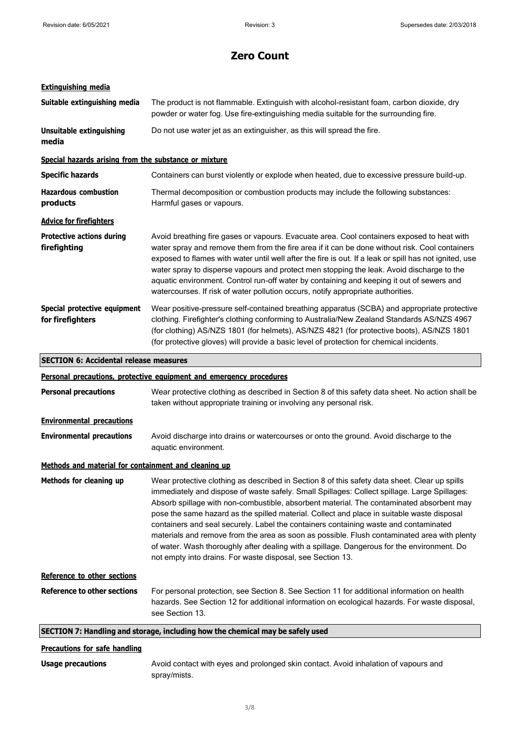# Zero Count

**Extinguishing media**

| | |
|---|---|
| **Suitable extinguishing media** | The product is not flammable. Extinguish with alcohol-resistant foam, carbon dioxide, dry powder or water fog. Use fire-extinguishing media suitable for the surrounding fire. |
| **Unsuitable extinguishing media** | Do not use water jet as an extinguisher, as this will spread the fire. |

**Special hazards arising from the substance or mixture**

| | |
|---|---|
| **Specific hazards** | Containers can burst violently or explode when heated, due to excessive pressure build-up. |
| **Hazardous combustion products** | Thermal decomposition or combustion products may include the following substances: Harmful gases or vapours. |

**Advice for firefighters**

| | |
|---|---|
| **Protective actions during firefighting** | Avoid breathing fire gases or vapours. Evacuate area. Cool containers exposed to heat with water spray and remove them from the fire area if it can be done without risk. Cool containers exposed to flames with water until well after the fire is out. If a leak or spill has not ignited, use water spray to disperse vapours and protect men stopping the leak. Avoid discharge to the aquatic environment. Control run-off water by containing and keeping it out of sewers and watercourses. If risk of water pollution occurs, notify appropriate authorities. |
| **Special protective equipment for firefighters** | Wear positive-pressure self-contained breathing apparatus (SCBA) and appropriate protective clothing. Firefighter's clothing conforming to Australia/New Zealand Standards AS/NZS 4967 (for clothing) AS/NZS 1801 (for helmets), AS/NZS 4821 (for protective boots), AS/NZS 1801 (for protective gloves) will provide a basic level of protection for chemical incidents. |

## SECTION 6: Accidental release measures

**Personal precautions, protective equipment and emergency procedures**

| | |
|---|---|
| **Personal precautions** | Wear protective clothing as described in Section 8 of this safety data sheet. No action shall be taken without appropriate training or involving any personal risk. |

**Environmental precautions**

| | |
|---|---|
| **Environmental precautions** | Avoid discharge into drains or watercourses or onto the ground. Avoid discharge to the aquatic environment. |

**Methods and material for containment and cleaning up**

| | |
|---|---|
| **Methods for cleaning up** | Wear protective clothing as described in Section 8 of this safety data sheet. Clear up spills immediately and dispose of waste safely. Small Spillages: Collect spillage. Large Spillages: Absorb spillage with non-combustible, absorbent material. The contaminated absorbent may pose the same hazard as the spilled material. Collect and place in suitable waste disposal containers and seal securely. Label the containers containing waste and contaminated materials and remove from the area as soon as possible. Flush contaminated area with plenty of water. Wash thoroughly after dealing with a spillage. Dangerous for the environment. Do not empty into drains. For waste disposal, see Section 13. |

**Reference to other sections**

| | |
|---|---|
| **Reference to other sections** | For personal protection, see Section 8. See Section 11 for additional information on health hazards. See Section 12 for additional information on ecological hazards. For waste disposal, see Section 13. |

## SECTION 7: Handling and storage, including how the chemical may be safely used

**Precautions for safe handling**

| | |
|---|---|
| **Usage precautions** | Avoid contact with eyes and prolonged skin contact. Avoid inhalation of vapours and spray/mists. |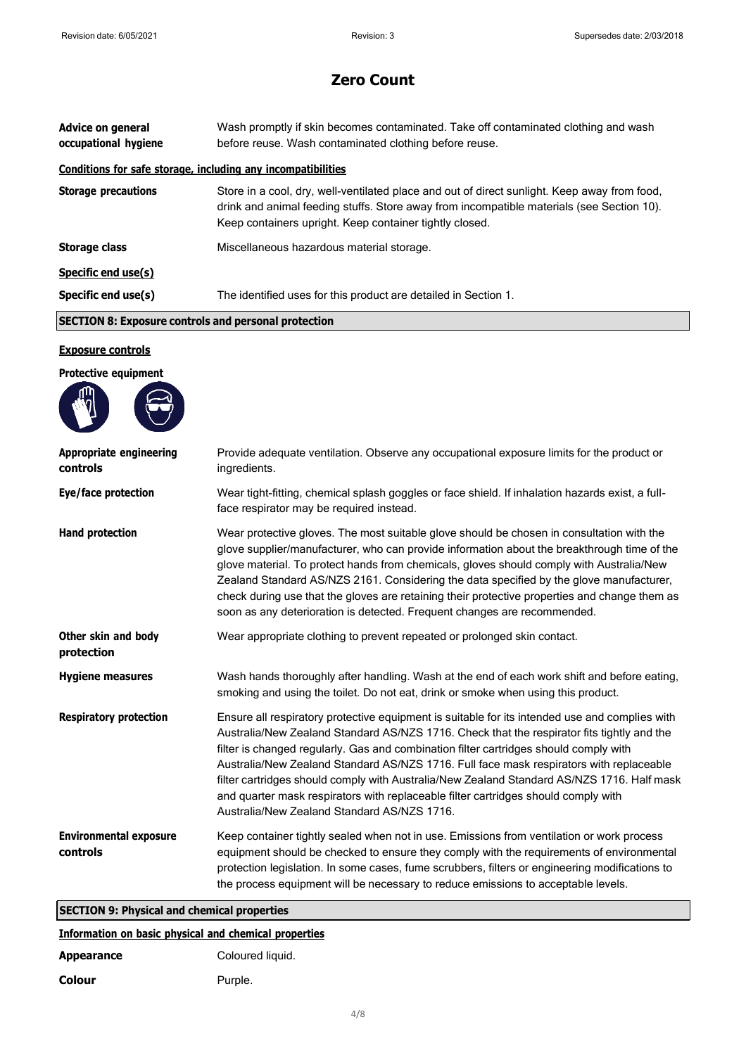# Zero Count

**Advice on general occupational hygiene**: Wash promptly if skin becomes contaminated. Take off contaminated clothing and wash before reuse. Wash contaminated clothing before reuse.

**Conditions for safe storage, including any incompatibilities**

**Storage precautions**: Store in a cool, dry, well-ventilated place and out of direct sunlight. Keep away from food, drink and animal feeding stuffs. Store away from incompatible materials (see Section 10). Keep containers upright. Keep container tightly closed.

**Storage class**: Miscellaneous hazardous material storage.

**Specific end use(s)**

**Specific end use(s)**: The identified uses for this product are detailed in Section 1.

## SECTION 8: Exposure controls and personal protection

**Exposure controls**

**Protective equipment**

**Appropriate engineering controls**: Provide adequate ventilation. Observe any occupational exposure limits for the product or ingredients.

**Eye/face protection**: Wear tight-fitting, chemical splash goggles or face shield. If inhalation hazards exist, a full-face respirator may be required instead.

**Hand protection**: Wear protective gloves. The most suitable glove should be chosen in consultation with the glove supplier/manufacturer, who can provide information about the breakthrough time of the glove material. To protect hands from chemicals, gloves should comply with Australia/New Zealand Standard AS/NZS 2161. Considering the data specified by the glove manufacturer, check during use that the gloves are retaining their protective properties and change them as soon as any deterioration is detected. Frequent changes are recommended.

**Other skin and body protection**: Wear appropriate clothing to prevent repeated or prolonged skin contact.

**Hygiene measures**: Wash hands thoroughly after handling. Wash at the end of each work shift and before eating, smoking and using the toilet. Do not eat, drink or smoke when using this product.

**Respiratory protection**: Ensure all respiratory protective equipment is suitable for its intended use and complies with Australia/New Zealand Standard AS/NZS 1716. Check that the respirator fits tightly and the filter is changed regularly. Gas and combination filter cartridges should comply with Australia/New Zealand Standard AS/NZS 1716. Full face mask respirators with replaceable filter cartridges should comply with Australia/New Zealand Standard AS/NZS 1716. Half mask and quarter mask respirators with replaceable filter cartridges should comply with Australia/New Zealand Standard AS/NZS 1716.

**Environmental exposure controls**: Keep container tightly sealed when not in use. Emissions from ventilation or work process equipment should be checked to ensure they comply with the requirements of environmental protection legislation. In some cases, fume scrubbers, filters or engineering modifications to the process equipment will be necessary to reduce emissions to acceptable levels.

## SECTION 9: Physical and chemical properties

**Information on basic physical and chemical properties**

**Appearance**: Coloured liquid.

**Colour**: Purple.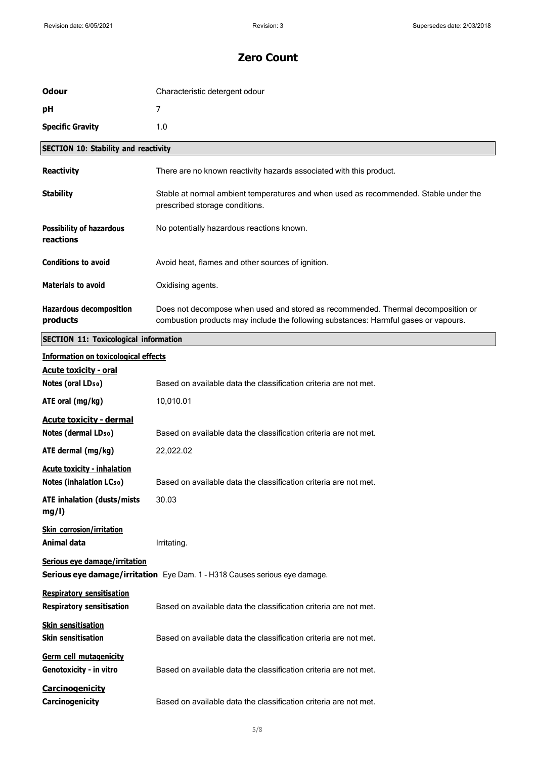# Zero Count

| | |
|---|---|
| **Odour** | Characteristic detergent odour |
| **pH** | 7 |
| **Specific Gravity** | 1.0 |

## SECTION 10: Stability and reactivity

| | |
|---|---|
| **Reactivity** | There are no known reactivity hazards associated with this product. |
| **Stability** | Stable at normal ambient temperatures and when used as recommended. Stable under the prescribed storage conditions. |
| **Possibility of hazardous reactions** | No potentially hazardous reactions known. |
| **Conditions to avoid** | Avoid heat, flames and other sources of ignition. |
| **Materials to avoid** | Oxidising agents. |
| **Hazardous decomposition products** | Does not decompose when used and stored as recommended. Thermal decomposition or combustion products may include the following substances: Harmful gases or vapours. |

## SECTION 11: Toxicological information

**Information on toxicological effects**

**Acute toxicity - oral**

| | |
|---|---|
| **Notes (oral $LD_{50}$)** | Based on available data the classification criteria are not met. |
| **ATE oral (mg/kg)** | 10,010.01 |

**Acute toxicity - dermal**

| | |
|---|---|
| **Notes (dermal $LD_{50}$)** | Based on available data the classification criteria are not met. |
| **ATE dermal (mg/kg)** | 22,022.02 |

**Acute toxicity - inhalation**

| | |
|---|---|
| **Notes (inhalation $LC_{50}$)** | Based on available data the classification criteria are not met. |
| **ATE inhalation (dusts/mists mg/l)** | 30.03 |

**Skin corrosion/irritation**

| | |
|---|---|
| **Animal data** | Irritating. |

**Serious eye damage/irritation**

| | |
|---|---|
| **Serious eye damage/irritation** | Eye Dam. 1 - H318 Causes serious eye damage. |

**Respiratory sensitisation**

| | |
|---|---|
| **Respiratory sensitisation** | Based on available data the classification criteria are not met. |

**Skin sensitisation**

| | |
|---|---|
| **Skin sensitisation** | Based on available data the classification criteria are not met. |

**Germ cell mutagenicity**

| | |
|---|---|
| **Genotoxicity - in vitro** | Based on available data the classification criteria are not met. |

**Carcinogenicity**

| | |
|---|---|
| **Carcinogenicity** | Based on available data the classification criteria are not met. |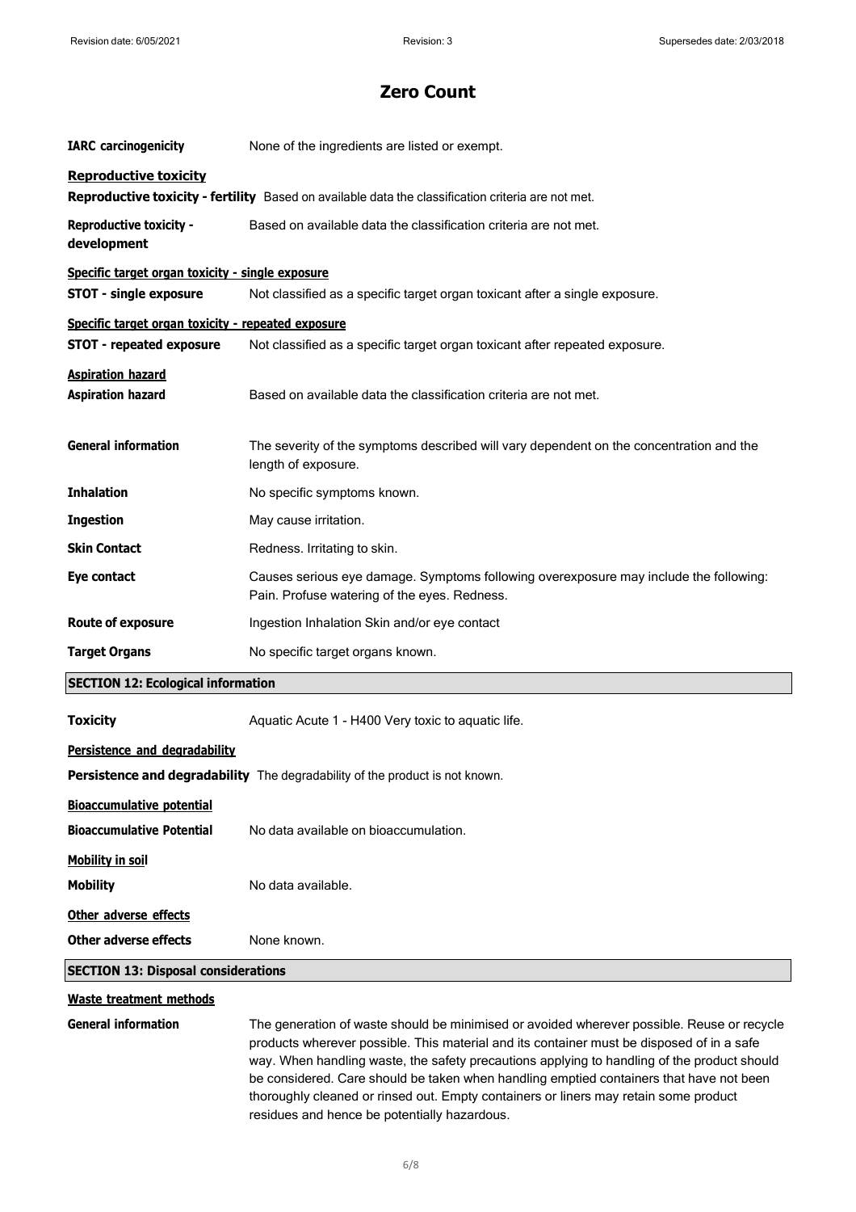# Zero Count

**IARC carcinogenicity** None of the ingredients are listed or exempt.

**Reproductive toxicity**

**Reproductive toxicity - fertility** Based on available data the classification criteria are not met.

**Reproductive toxicity - development** Based on available data the classification criteria are not met.

**Specific target organ toxicity - single exposure**

**STOT - single exposure** Not classified as a specific target organ toxicant after a single exposure.

**Specific target organ toxicity - repeated exposure**

**STOT - repeated exposure** Not classified as a specific target organ toxicant after repeated exposure.

**Aspiration hazard**

**Aspiration hazard** Based on available data the classification criteria are not met.

**General information** The severity of the symptoms described will vary dependent on the concentration and the length of exposure.

**Inhalation** No specific symptoms known.

**Ingestion** May cause irritation.

**Skin Contact** Redness. Irritating to skin.

**Eye contact** Causes serious eye damage. Symptoms following overexposure may include the following: Pain. Profuse watering of the eyes. Redness.

**Route of exposure** Ingestion Inhalation Skin and/or eye contact

**Target Organs** No specific target organs known.

## SECTION 12: Ecological information

**Toxicity** Aquatic Acute 1 - H400 Very toxic to aquatic life.

**Persistence and degradability**

**Persistence and degradability** The degradability of the product is not known.

**Bioaccumulative potential**

**Bioaccumulative Potential** No data available on bioaccumulation.

**Mobility in soil**

**Mobility** No data available.

**Other adverse effects**

**Other adverse effects** None known.

## SECTION 13: Disposal considerations

**Waste treatment methods**

**General information** The generation of waste should be minimised or avoided wherever possible. Reuse or recycle products wherever possible. This material and its container must be disposed of in a safe way. When handling waste, the safety precautions applying to handling of the product should be considered. Care should be taken when handling emptied containers that have not been thoroughly cleaned or rinsed out. Empty containers or liners may retain some product residues and hence be potentially hazardous.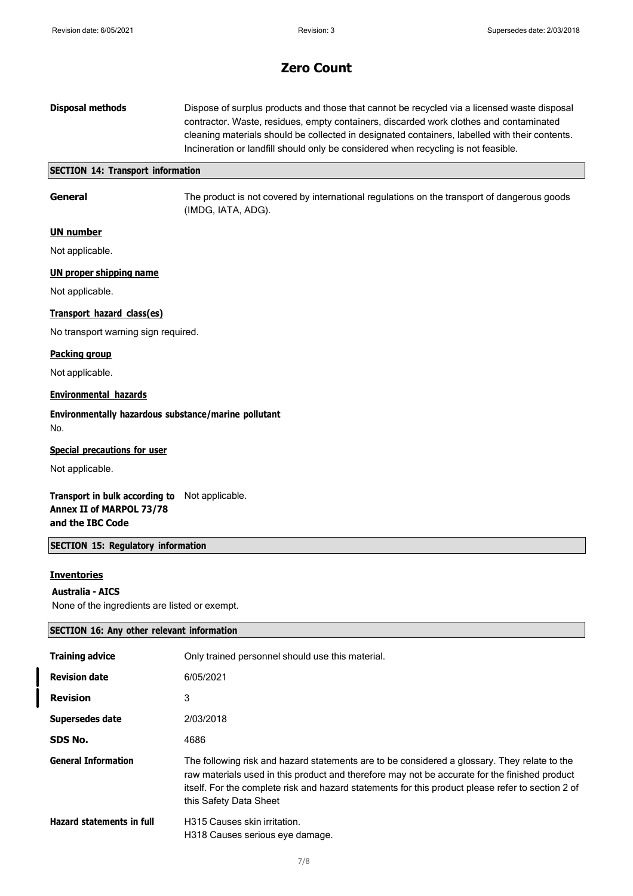# Zero Count

**Disposal methods** Dispose of surplus products and those that cannot be recycled via a licensed waste disposal contractor. Waste, residues, empty containers, discarded work clothes and contaminated cleaning materials should be collected in designated containers, labelled with their contents. Incineration or landfill should only be considered when recycling is not feasible.

## SECTION 14: Transport information

**General** The product is not covered by international regulations on the transport of dangerous goods (IMDG, IATA, ADG).

### UN number

Not applicable.

### UN proper shipping name

Not applicable.

### Transport hazard class(es)

No transport warning sign required.

### Packing group

Not applicable.

### Environmental hazards

**Environmentally hazardous substance/marine pollutant**

No.

### Special precautions for user

Not applicable.

**Transport in bulk according to Annex II of MARPOL 73/78 and the IBC Code** Not applicable.

## SECTION 15: Regulatory information

### Inventories

**Australia - AICS**

None of the ingredients are listed or exempt.

## SECTION 16: Any other relevant information

**Training advice** Only trained personnel should use this material.

**Revision date** 6/05/2021

**Revision** 3

**Supersedes date** 2/03/2018

**SDS No.** 4686

**General Information** The following risk and hazard statements are to be considered a glossary. They relate to the raw materials used in this product and therefore may not be accurate for the finished product itself. For the complete risk and hazard statements for this product please refer to section 2 of this Safety Data Sheet

**Hazard statements in full** H315 Causes skin irritation.
H318 Causes serious eye damage.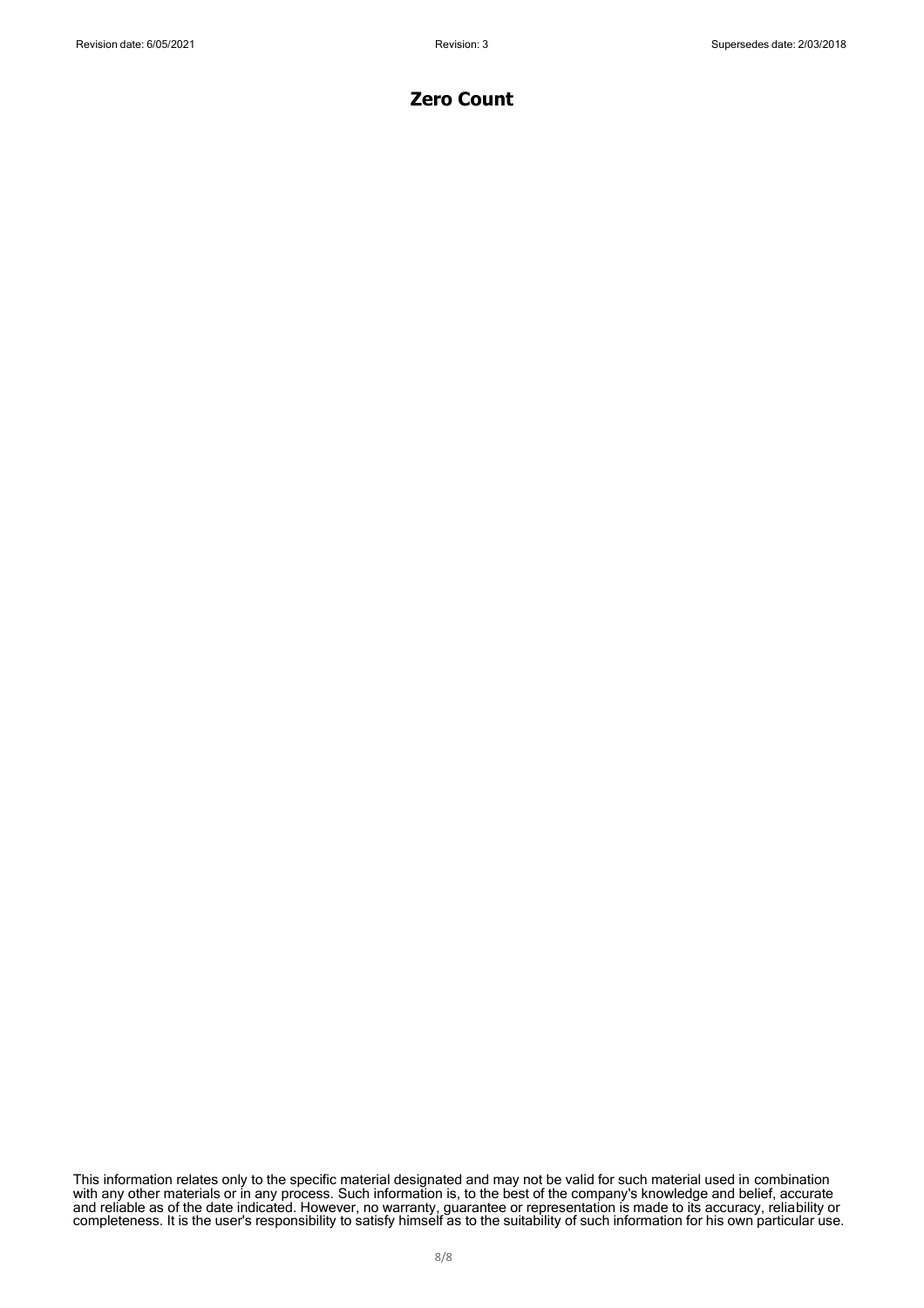# Zero Count

This information relates only to the specific material designated and may not be valid for such material used in combination with any other materials or in any process. Such information is, to the best of the company's knowledge and belief, accurate and reliable as of the date indicated. However, no warranty, guarantee or representation is made to its accuracy, reliability or completeness. It is the user's responsibility to satisfy himself as to the suitability of such information for his own particular use.